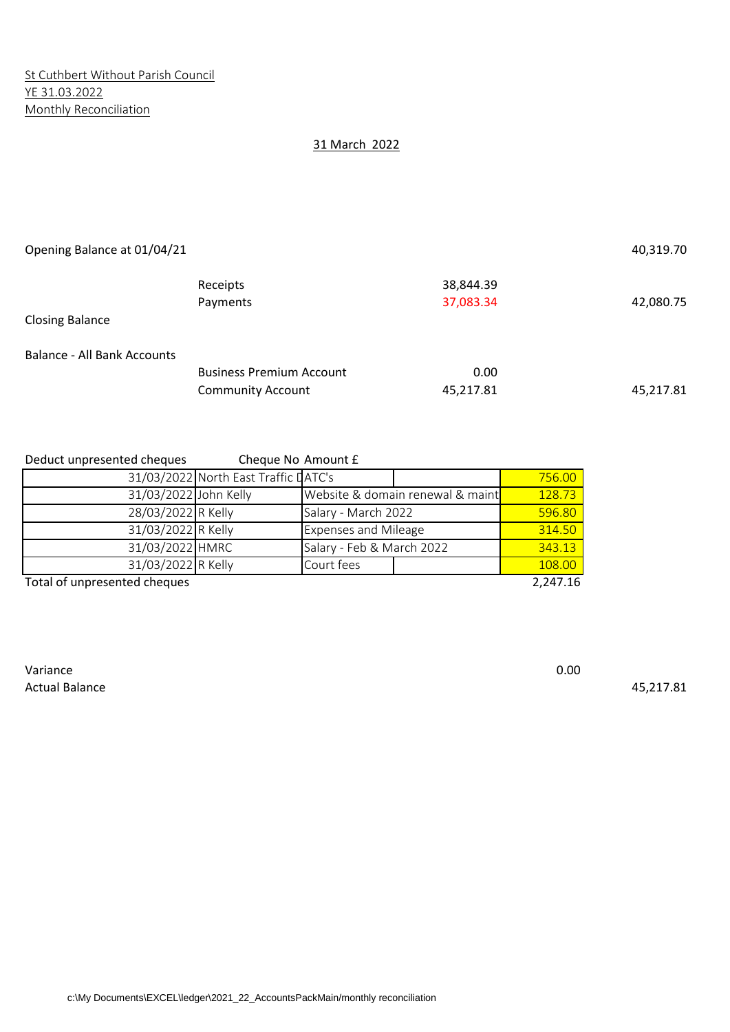St Cuthbert Without Parish Council
YE 31.03.2022
Monthly Reconciliation

31 March 2022

| | | | |
|---|---|---|---|
| Opening Balance at 01/04/21 | | | 40,319.70 |
| | Receipts | 38,844.39 | |
| | Payments | 37,083.34 | 42,080.75 |
| Closing Balance | | | |
| Balance - All Bank Accounts | | | |
| | Business Premium Account | 0.00 | |
| | Community Account | 45,217.81 | 45,217.81 |

Deduct unpresented cheques — Cheque No — Amount £

| Date | Payee | Description | | Amount £ |
|---|---|---|---|---|
| 31/03/2022 | North East Traffic D | ATC's | | 756.00 |
| 31/03/2022 | John Kelly | Website & domain renewal & maint | | 128.73 |
| 28/03/2022 | R Kelly | Salary - March 2022 | | 596.80 |
| 31/03/2022 | R Kelly | Expenses and Mileage | | 314.50 |
| 31/03/2022 | HMRC | Salary - Feb & March 2022 | | 343.13 |
| 31/03/2022 | R Kelly | Court fees | | 108.00 |
| Total of unpresented cheques | | | | 2,247.16 |

| | | |
|---|---|---|
| Variance | 0.00 | |
| Actual Balance | | 45,217.81 |

c:\My Documents\EXCEL\ledger\2021_22_AccountsPackMain/monthly reconciliation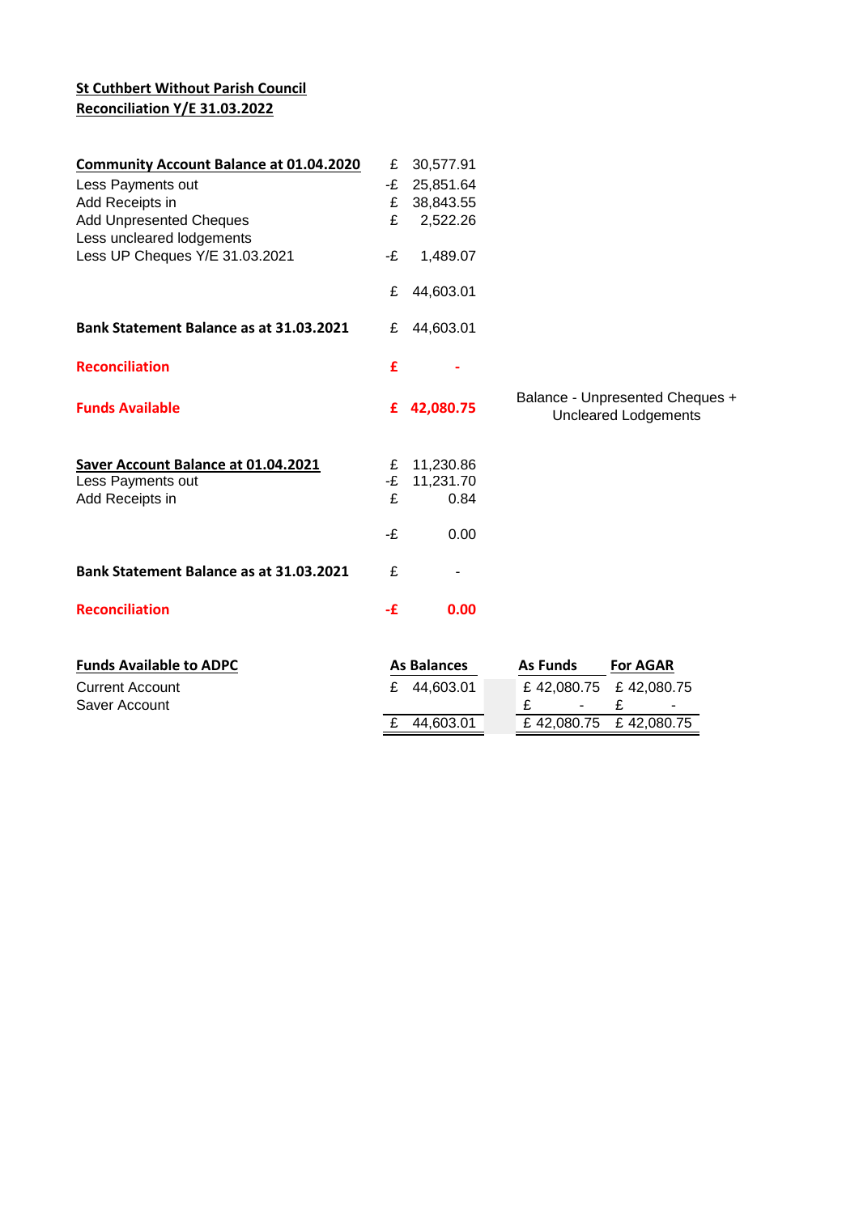**St Cuthbert Without Parish Council**
**Reconciliation Y/E 31.03.2022**

| | | |
|---|---|---|
| **Community Account Balance at 01.04.2020** | £ | 30,577.91 |
| Less Payments out | -£ | 25,851.64 |
| Add Receipts in | £ | 38,843.55 |
| Add Unpresented Cheques | £ | 2,522.26 |
| Less uncleared lodgements | | |
| Less UP Cheques Y/E 31.03.2021 | -£ | 1,489.07 |
| | £ | 44,603.01 |
| **Bank Statement Balance as at 31.03.2021** | £ | 44,603.01 |
| **Reconciliation** | **£** | **-** |
| **Funds Available** | **£** | **42,080.75** |

Balance - Unpresented Cheques + Uncleared Lodgements

| | | |
|---|---|---|
| **Saver Account Balance at 01.04.2021** | £ | 11,230.86 |
| Less Payments out | -£ | 11,231.70 |
| Add Receipts in | £ | 0.84 |
| | -£ | 0.00 |
| **Bank Statement Balance as at 31.03.2021** | £ | - |
| **Reconciliation** | **-£** | **0.00** |

| **Funds Available to ADPC** | **As Balances** | **As Funds** | **For AGAR** |
|---|---|---|---|
| Current Account | £ 44,603.01 | £ 42,080.75 | £ 42,080.75 |
| Saver Account | | £ - | £ - |
| | £ 44,603.01 | £ 42,080.75 | £ 42,080.75 |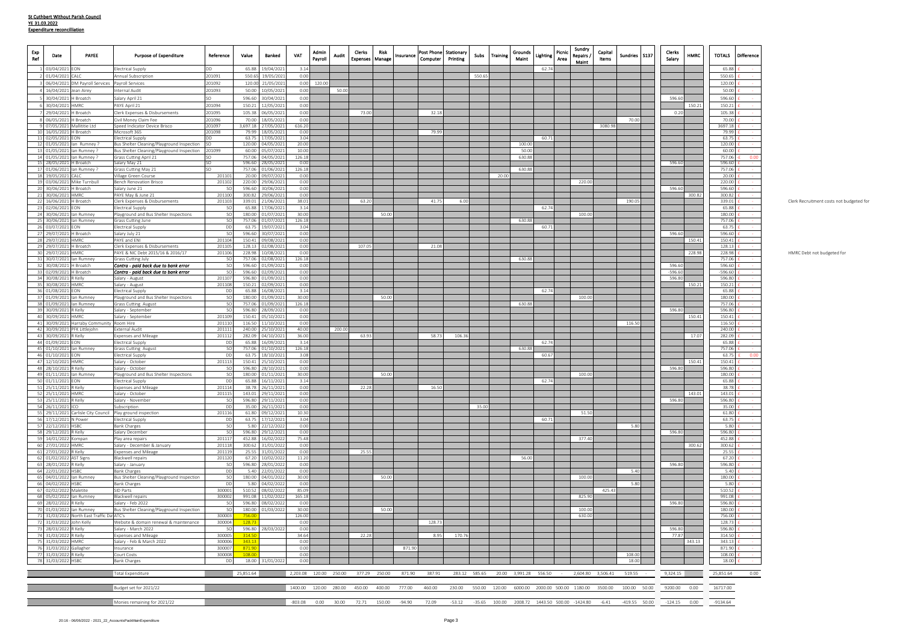**St Cuthbert Without Parish Council**

**YE 31.03.2022**

**Expenditure reconciliation**

| Exp Ref | Date | PAYEE | Purpose of Expenditure | Reference | Value | Banked | VAT | Admin Payroll | Audit | Clerks Expenses | Risk Manage | Insurance | Post Phone Computer | Stationary Printing | Subs | Training | Grounds Maint | Lighting | Picnic Area | Sundry Repairs / Maint | Capital Items | Sundries | S137 | Clerks Salary | HMRC | TOTALS | Difference | |
|---|---|---|---|---|---|---|---|---|---|---|---|---|---|---|---|---|---|---|---|---|---|---|---|---|---|---|---|---|
| 1 | 03/04/2021 | EON | Electrical Supply | DD | 65.88 | 19/04/2021 | 3.14 | | | | | | | | | | | 62.74 | | | | | | | | 65.88 | £ - | |
| 2 | 01/04/2021 | CALC | Annual Subscription | 201091 | 550.65 | 19/05/2021 | 0.00 | | | | | | | | 550.65 | | | | | | | | | | | 550.65 | £ - | |
| 3 | 06/04/2021 | DM Payroll Services | Payroll Services | 201092 | 120.00 | 21/05/2021 | 0.00 | 120.00 | | | | | | | | | | | | | | | | | | 120.00 | £ - | |
| 4 | 16/04/2021 | Jean Airey | Internal Audit | 201093 | 50.00 | 10/05/2021 | 0.00 | | 50.00 | | | | | | | | | | | | | | | | | 50.00 | £ - | |
| 5 | 30/04/2021 | H Broatch | Salary April 21 | SO | 596.60 | 30/04/2021 | 0.00 | | | | | | | | | | | | | | | | | 596.60 | | 596.60 | £ - | |
| 6 | 30/04/2021 | HMRC | PAYE April 21 | 201094 | 150.21 | 12/05/2021 | 0.00 | | | | | | | | | | | | | | | | | | 150.21 | 150.21 | £ - | |
| 7 | 29/04/2021 | H Broatch | Clerk Expenses & Disbursements | 201095 | 105.38 | 06/05/2021 | 0.00 | | | 73.00 | | | 32.18 | | | | | | | | | | | 0.20 | | 105.38 | £ - | |
| 8 | 06/05/2021 | H Broatch | Civil Money Claim Fee | 201096 | 70.00 | 18/05/2021 | 0.00 | | | | | | | | | | | | | | | 70.00 | | | | 70.00 | £ - | |
| 9 | 07/05/2021 | Mallitte Ltd | Speed Indicator Device Brisco | 201097 | 3,697.18 | 27/05/2021 | 616.20 | | | | | | | | | | | | | | 3080.98 | | | | | 3697.18 | £ - | |
| 10 | 16/05/2021 | H Broatch | Microsoft 365 | 201098 | 79.99 | 18/05/2021 | 0.00 | | | | | | 79.99 | | | | | | | | | | | | | 79.99 | £ - | |
| 11 | 02/05/2021 | EON | Electrical Supply | DD | 63.75 | 17/05/2021 | 3.04 | | | | | | | | | | | 60.71 | | | | | | | | 63.75 | £ - | |
| 12 | 01/05/2021 | Ian Rumney ? | Bus Shelter Cleaning/Playground Inspection | SO | 120.00 | 04/05/2021 | 20.00 | | | | | | | | | | 100.00 | | | | | | | | | 120.00 | £ - | |
| 13 | 01/05/2021 | Ian Rumney ? | Bus Shelter Cleaning/Playground Inspection | 201099 | 60.00 | 05/07/2021 | 10.00 | | | | | | | | | | 50.00 | | | | | | | | | 60.00 | £ - | |
| 14 | 01/05/2021 | Ian Rumney ? | Grass Cutting April 21 | SO | 757.06 | 04/05/2021 | 126.18 | | | | | | | | | | 630.88 | | | | | | | | | 757.06 | £ 0.00 | |
| 15 | 28/05/2021 | H Broatch | Salary May 21 | SO | 596.60 | 28/05/2021 | 0.00 | | | | | | | | | | | | | | | | | 596.60 | | 596.60 | £ - | |
| 17 | 01/06/2021 | Ian Rumney ? | Grass Cutting May 21 | SO | 757.06 | 01/06/2021 | 126.18 | | | | | | | | | | 630.88 | | | | | | | | | 757.06 | £ - | |
| 18 | 19/05/2021 | CALC | Village Green Course | 201101 | 20.00 | 09/07/2021 | 0.00 | | | | | | | | | 20.00 | | | | | | | | | | 20.00 | £ - | |
| 19 | 03/06/2021 | Mike Turnbull | Bench Renovation Brisco | 201102 | 220.00 | 29/06/2021 | 0.00 | | | | | | | | | | | | | 220.00 | | | | | | 220.00 | £ - | |
| 20 | 30/06/2021 | H Broatch | Salary June 21 | SO | 596.60 | 30/06/2021 | 0.00 | | | | | | | | | | | | | | | | | 596.60 | | 596.60 | £ - | |
| 21 | 30/06/2021 | HMRC | PAYE May & June 21 | 201100 | 300.82 | 29/06/2021 | 0.00 | | | | | | | | | | | | | | | | | | 300.82 | 300.82 | £ - | |
| 22 | 16/06/2021 | H Broatch | Clerk Expenses & Disbursements | 201103 | 339.01 | 21/06/2021 | 38.01 | | | 63.20 | | | 41.75 | 6.00 | | | | | | | | 190.05 | | | | 339.01 | £ - | Clerk Recruitment costs not budgeted for |
| 23 | 02/06/2021 | EON | Electrical Supply | SO | 65.88 | 17/06/2021 | 3.14 | | | | | | | | | | | 62.74 | | | | | | | | 65.88 | £ - | |
| 24 | 30/06/2021 | Ian Rumney | Playground and Bus Shelter Inspections | SO | 180.00 | 01/07/2021 | 30.00 | | | | 50.00 | | | | | | | | | 100.00 | | | | | | 180.00 | £ - | |
| 25 | 30/06/2021 | Ian Rumney | Grass Cutting June | SO | 757.06 | 01/07/2021 | 126.18 | | | | | | | | | | 630.88 | | | | | | | | | 757.06 | £ - | |
| 26 | 03/07/2021 | EON | Electrical Supply | DD | 63.75 | 19/07/2021 | 3.04 | | | | | | | | | | | 60.71 | | | | | | | | 63.75 | £ - | |
| 27 | 29/07/2021 | H Broatch | Salary July 21 | SO | 596.60 | 30/07/2021 | 0.00 | | | | | | | | | | | | | | | | | 596.60 | | 596.60 | £ - | |
| 28 | 29/07/2021 | HMRC | PAYE and ENI | 201104 | 150.41 | 09/08/2021 | 0.00 | | | | | | | | | | | | | | | | | | 150.41 | 150.41 | £ - | |
| 29 | 29/07/2021 | H Broatch | Clerk Expenses & Disbursements | 201105 | 128.13 | 02/08/2021 | 0.00 | | | 107.05 | | | 21.08 | | | | | | | | | | | | | 128.13 | £ - | |
| 30 | 29/07/2021 | HMRC | PAYE & NIC Debt 2015/16 & 2016/17 | 201106 | 228.98 | 10/08/2021 | 0.00 | | | | | | | | | | | | | | | | | | 228.98 | 228.98 | £ - | HMRC Debt not budgeted for |
| 31 | 30/07/2021 | Ian Rumney | Grass Cutting July | SO | 757.06 | 02/08/2021 | 126.18 | | | | | | | | | | 630.88 | | | | | | | | | 757.06 | £ - | |
| 32 | 30/08/2021 | H Broatch | ***Contra - paid back due to bank error*** | SO | 596.60 | 01/09/2021 | 0.00 | | | | | | | | | | | | | | | | | 596.60 | | 596.60 | £ - | |
| 33 | 02/09/2021 | H Broatch | ***Contra - paid back due to bank error*** | SO | 596.60 | 02/09/2021 | 0.00 | | | | | | | | | | | | | | | | | -596.60 | | 596.60 | £ - | |
| 34 | 30/08/2021 | R Kelly | Salary - August | 201107 | 596.80 | 01/09/2021 | 0.00 | | | | | | | | | | | | | | | | | 596.80 | | 596.80 | £ - | |
| 35 | 30/08/2021 | HMRC | Salary - August | 201108 | 150.21 | 02/09/2021 | 0.00 | | | | | | | | | | | | | | | | | | 150.21 | 150.21 | £ - | |
| 36 | 01/08/2021 | EON | Electrical Supply | DD | 65.88 | 16/08/2021 | 3.14 | | | | | | | | | | | 62.74 | | | | | | | | 65.88 | £ - | |
| 37 | 01/09/2021 | Ian Rumney | Playground and Bus Shelter Inspections | SO | 180.00 | 01/09/2021 | 30.00 | | | | 50.00 | | | | | | | | | 100.00 | | | | | | 180.00 | £ - | |
| 38 | 01/09/2021 | Ian Rumney | Grass Cutting August | SO | 757.06 | 01/09/2021 | 126.18 | | | | | | | | | | 630.88 | | | | | | | | | 757.06 | £ - | |
| 39 | 30/09/2021 | R Kelly | Salary - September | SO | 596.80 | 28/09/2021 | 0.00 | | | | | | | | | | | | | | | | | 596.80 | | 596.80 | £ - | |
| 40 | 30/09/2021 | HMRC | Salary - September | 201109 | 150.41 | 05/10/2021 | 0.00 | | | | | | | | | | | | | | | | | | 150.41 | 150.41 | £ - | |
| 41 | 30/09/2021 | Harraby Community | Room Hire | 201110 | 116.50 | 11/10/2021 | 0.00 | | | | | | | | | | | | | | | 116.50 | | | | 116.50 | £ - | |
| 42 | 30/09/2021 | PFK Littlejohn | External Audit | 201111 | 240.00 | 25/10/2021 | 40.00 | | 200.00 | | | | | | | | | | | | | | | | | 240.00 | £ - | |
| 43 | 30/09/2021 | R Kelly | Expenses and Mileage | 201112 | 282.09 | 04/10/2021 | 36.00 | | | 63.93 | | | 58.73 | 106.36 | | | | | | | | | | | 17.07 | 282.09 | £ - | |
| 44 | 01/09/2021 | EON | Electrical Supply | DD | 65.88 | 16/09/2021 | 3.14 | | | | | | | | | | | 62.74 | | | | | | | | 65.88 | £ - | |
| 45 | 01/10/2021 | Ian Rumney | Grass Cutting August | SO | 757.06 | 01/10/2021 | 126.18 | | | | | | | | | | 630.88 | | | | | | | | | 757.06 | £ - | |
| 46 | 01/10/2021 | EON | Electrical Supply | DD | 63.75 | 18/10/2021 | 3.08 | | | | | | | | | | | 60.67 | | | | | | | | 63.75 | £ 0.00 | |
| 47 | 12/10/2021 | HMRC | Salary - October | 201113 | 150.41 | 25/10/2021 | 0.00 | | | | | | | | | | | | | | | | | | 150.41 | 150.41 | £ - | |
| 48 | 28/10/2021 | R Kelly | Salary - October | SO | 596.80 | 28/10/2021 | 0.00 | | | | | | | | | | | | | | | | | 596.80 | | 596.80 | £ - | |
| 49 | 01/11/2021 | Ian Rumney | Playground and Bus Shelter Inspections | SO | 180.00 | 01/11/2021 | 30.00 | | | | 50.00 | | | | | | | | | 100.00 | | | | | | 180.00 | £ - | |
| 50 | 01/11/2021 | EON | Electrical Supply | DD | 65.88 | 16/11/2021 | 3.14 | | | | | | | | | | | 62.74 | | | | | | | | 65.88 | £ - | |
| 51 | 25/11/2021 | R Kelly | Expenses and Mileage | 201114 | 38.78 | 26/11/2021 | 0.00 | | | 22.28 | | | 16.50 | | | | | | | | | | | | | 38.78 | £ - | |
| 52 | 25/11/2021 | HMRC | Salary - October | 201115 | 143.01 | 29/11/2021 | 0.00 | | | | | | | | | | | | | | | | | | 143.01 | 143.01 | £ - | |
| 53 | 25/11/2021 | R Kelly | Salary - November | SO | 596.80 | 29/11/2021 | 0.00 | | | | | | | | | | | | | | | | | 596.80 | | 596.80 | £ - | |
| 54 | 26/11/2021 | ICO | Subscription | DD | 35.00 | 26/11/2021 | 0.00 | | | | | | | | 35.00 | | | | | | | | | | | 35.00 | £ - | |
| 55 | 29/11/2021 | Carlisle City Council | Play ground inspection | 201116 | 61.80 | 09/12/2021 | 10.30 | | | | | | | | | | | | | 51.50 | | | | | | 61.80 | £ - | |
| 56 | 17/12/2021 | N Power | Electrical Supply | DD | 63.75 | 17/12/2021 | 3.04 | | | | | | | | | | | 60.71 | | | | | | | | 63.75 | £ - | |
| 57 | 22/12/2021 | HSBC | Bank Charges | SO | 5.80 | 22/12/2022 | 0.00 | | | | | | | | | | | | | | | 5.80 | | | | 5.80 | £ - | |
| 58 | 29/12/2021 | R Kelly | Salary December | SO | 596.80 | 29/12/2021 | 0.00 | | | | | | | | | | | | | | | | | 596.80 | | 596.80 | £ - | |
| 59 | 14/01/2022 | Kompan | Play area repairs | 201117 | 452.88 | 16/02/2022 | 75.48 | | | | | | | | | | | | | 377.40 | | | | | | 452.88 | £ - | |
| 60 | 27/01/2022 | HMRC | Salary - December & January | 201118 | 300.62 | 31/01/2022 | 0.00 | | | | | | | | | | | | | | | | | | 300.62 | 300.62 | £ - | |
| 61 | 27/01/2022 | R Kelly | Expenses and Mileage | 201119 | 25.55 | 31/01/2022 | 0.00 | | | 25.55 | | | | | | | | | | | | | | | | 25.55 | £ - | |
| 62 | 01/02/2022 | AST Signs | Blackwell repairs | 201120 | 67.20 | 10/02/2022 | 11.20 | | | | | | | | | | 56.00 | | | | | | | | | 67.20 | £ - | |
| 63 | 28/01/2022 | R Kelly | Salary - January | SO | 596.80 | 28/01/2022 | 0.00 | | | | | | | | | | | | | | | | | 596.80 | | 596.80 | £ - | |
| 64 | 22/01/2022 | HSBC | Bank Charges | DD | 5.40 | 22/01/2022 | 0.00 | | | | | | | | | | | | | | | 5.40 | | | | 5.40 | £ - | |
| 65 | 04/01/2022 | Ian Rumney | Bus Shelter Cleaning/Playground Inspection | SO | 180.00 | 04/01/2022 | 30.00 | | | | 50.00 | | | | | | | | | 100.00 | | | | | | 180.00 | £ - | |
| 66 | 04/02/2022 | HSBC | Bank Charges | DD | 5.80 | 04/02/2022 | 0.00 | | | | | | | | | | | | | | | 5.80 | | | | 5.80 | £ - | |
| 67 | 02/02/2022 | Malettite | SID Parts | 300001 | 510.52 | 08/02/2022 | 85.09 | | | | | | | | | | | | | | 425.43 | | | | | 510.52 | £ - | |
| 68 | 05/02/2022 | Ian Rumney | Blackwell repairs | 300002 | 991.08 | 11/02/2022 | 165.18 | | | | | | | | | | | | | 825.90 | | | | | | 991.08 | £ - | |
| 69 | 28/02/2022 | R Kelly | Salary - Feb 2022 | SO | 596.80 | 08/02/2022 | 0.00 | | | | | | | | | | | | | | | | | 596.80 | | 596.80 | £ - | |
| 70 | 01/03/2022 | Ian Rumney | Bus Shelter Cleaning/Playground Inspection | SO | 180.00 | 01/03/2022 | 30.00 | | | | 50.00 | | | | | | | | | 100.00 | | | | | | 180.00 | £ - | |
| 71 | 31/03/2022 | North East Traffic Dat | ATC's | 300003 | 756.00 | | 126.00 | | | | | | | | | | | | | 630.00 | | | | | | 756.00 | £ - | |
| 72 | 31/03/2022 | John Kelly | Website & domain renewal & maintenance | 300004 | 128.73 | | 0.00 | | | | | | 128.73 | | | | | | | | | | | | | 128.73 | £ - | |
| 73 | 28/03/2022 | R Kelly | Salary - March 2022 | SO | 596.80 | 28/03/2022 | 0.00 | | | | | | | | | | | | | | | | | 596.80 | | 596.80 | £ - | |
| 74 | 31/03/2022 | R Kelly | Expenses and Mileage | 300005 | 314.50 | | 34.64 | | | 22.28 | | | 8.95 | 170.76 | | | | | | | | | | 77.87 | | 314.50 | £ - | |
| 75 | 31/03/2022 | HMRC | Salary - Feb & March 2022 | 300006 | 343.13 | | 0.00 | | | | | | | | | | | | | | | | | | 343.13 | 343.13 | £ - | |
| 76 | 31/03/2022 | Gallagher | Insurance | 300007 | 871.90 | | 0.00 | | | | | 871.90 | | | | | | | | | | | | | | 871.90 | £ - | |
| 77 | 31/03/2022 | R Kelly | Court Costs | 300008 | 108.00 | | 0.00 | | | | | | | | | | | | | | | 108.00 | | | | 108.00 | £ - | |
| 78 | 31/03/2022 | HSBC | Bank Charges | DD | 18.00 | 31/01/2022 | 0.00 | | | | | | | | | | | | | | | 18.00 | | | | 18.00 | £ - | |
| | | | Total Expenditure | | 25,851.64 | | 2,203.08 | 120.00 | 250.00 | 377.29 | 250.00 | 871.90 | 387.91 | 283.12 | 585.65 | 20.00 | 3,991.28 | 556.50 | - | 2,604.80 | 3,506.41 | 519.55 | - | 9,324.15 | | 25,851.64 | 0.00 | |
| | | | Budget set for 2021/22 | | | | 1400.00 | 120.00 | 280.00 | 450.00 | 400.00 | 777.00 | 460.00 | 230.00 | 550.00 | 120.00 | 6000.00 | 2000.00 | 500.00 | 1180.00 | 3500.00 | 100.00 | 50.00 | 9200.00 | 0.00 | 16717.00 | | |
| | | | Monies remaining for 2021/22 | | | | -803.08 | 0.00 | 30.00 | 72.71 | 150.00 | -94.90 | 72.09 | -53.12 | -35.65 | 100.00 | 2008.72 | 1443.50 | 500.00 | -1424.80 | -6.41 | -419.55 | 50.00 | -124.15 | 0.00 | -9134.64 | | |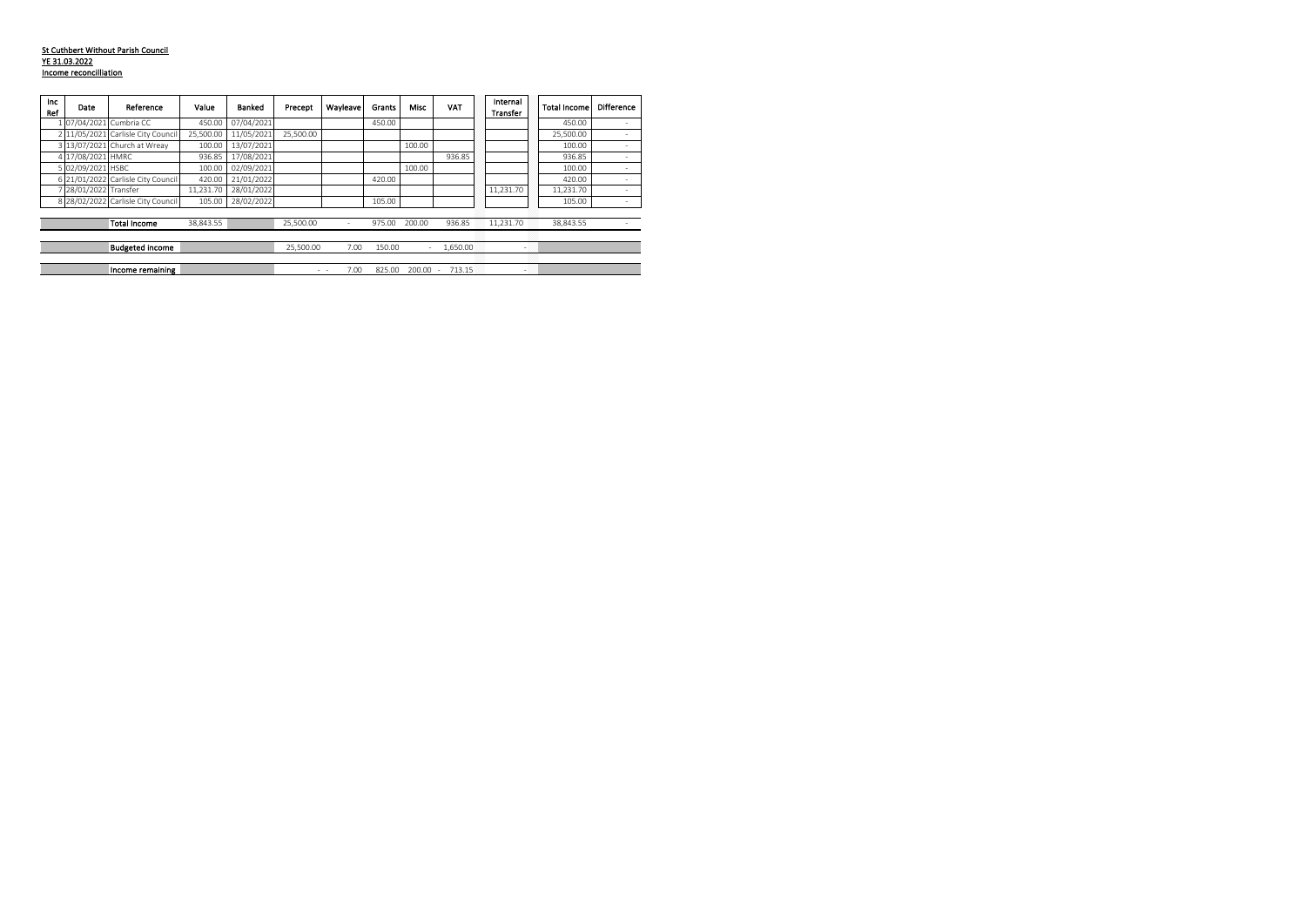**St Cuthbert Without Parish Council**
**YE 31.03.2022**
**Income reconcilliation**

| Inc Ref | Date | Reference | Value | Banked | Precept | Wayleave | Grants | Misc | VAT | Internal Transfer | Total Income | Difference |
|---|---|---|---|---|---|---|---|---|---|---|---|---|
| 1 | 07/04/2021 | Cumbria CC | 450.00 | 07/04/2021 | | | 450.00 | | | | 450.00 | - |
| 2 | 11/05/2021 | Carlisle City Council | 25,500.00 | 11/05/2021 | 25,500.00 | | | | | | 25,500.00 | - |
| 3 | 13/07/2021 | Church at Wreay | 100.00 | 13/07/2021 | | | | 100.00 | | | 100.00 | - |
| 4 | 17/08/2021 | HMRC | 936.85 | 17/08/2021 | | | | | 936.85 | | 936.85 | - |
| 5 | 02/09/2021 | HSBC | 100.00 | 02/09/2021 | | | | 100.00 | | | 100.00 | - |
| 6 | 21/01/2022 | Carlisle City Council | 420.00 | 21/01/2022 | | | 420.00 | | | | 420.00 | - |
| 7 | 28/01/2022 | Transfer | 11,231.70 | 28/01/2022 | | | | | | 11,231.70 | 11,231.70 | - |
| 8 | 28/02/2022 | Carlisle City Council | 105.00 | 28/02/2022 | | | 105.00 | | | | 105.00 | - |
| | | **Total Income** | 38,843.55 | | 25,500.00 | - | 975.00 | 200.00 | 936.85 | 11,231.70 | 38,843.55 | - |
| | | **Budgeted income** | | | 25,500.00 | 7.00 | 150.00 | - | 1,650.00 | - | | |
| | | **Income remaining** | | | - - | 7.00 | 825.00 | 200.00 - | 713.15 | - | | |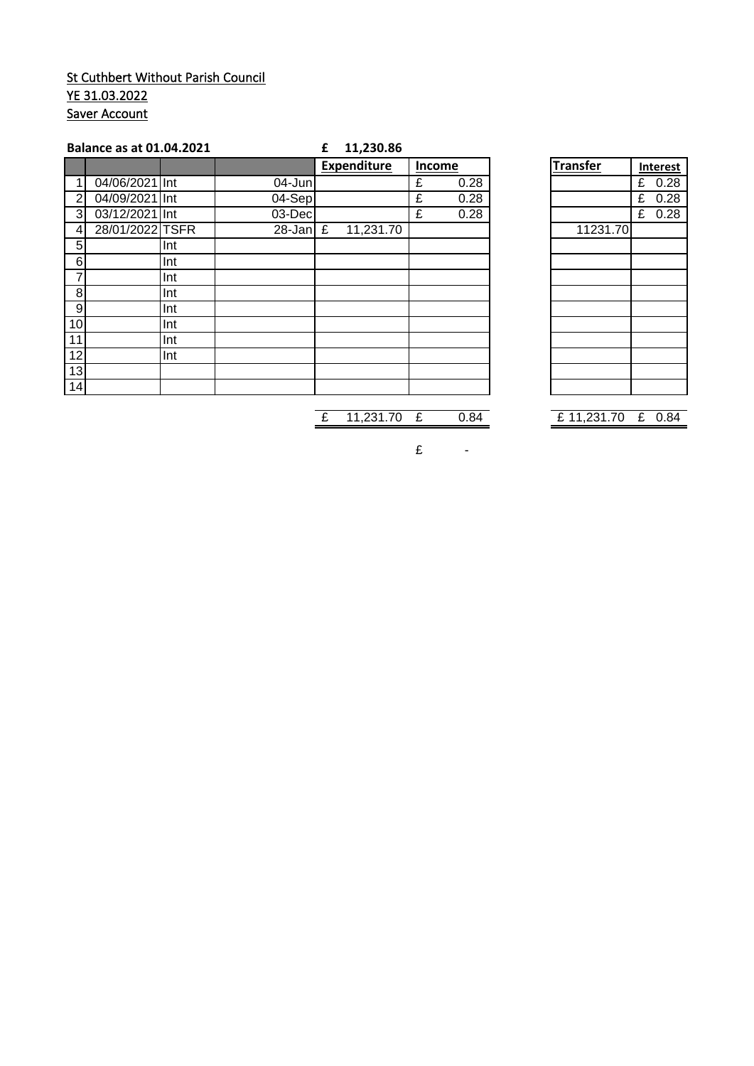St Cuthbert Without Parish Council

YE 31.03.2022

Saver Account

**Balance as at 01.04.2021** **£ 11,230.86**

| | | | | Expenditure | Income |
|---|---|---|---|---|---|
| 1 | 04/06/2021 | Int | 04-Jun | | £ 0.28 |
| 2 | 04/09/2021 | Int | 04-Sep | | £ 0.28 |
| 3 | 03/12/2021 | Int | 03-Dec | | £ 0.28 |
| 4 | 28/01/2022 | TSFR | 28-Jan | £ 11,231.70 | |
| 5 | | Int | | | |
| 6 | | Int | | | |
| 7 | | Int | | | |
| 8 | | Int | | | |
| 9 | | Int | | | |
| 10 | | Int | | | |
| 11 | | Int | | | |
| 12 | | Int | | | |
| 13 | | | | | |
| 14 | | | | | |
| | | | | £ 11,231.70 | £ 0.84 |

£ -

| Transfer | Interest |
|---|---|
| | £ 0.28 |
| | £ 0.28 |
| | £ 0.28 |
| 11231.70 | |
| | |
| | |
| | |
| | |
| | |
| | |
| | |
| | |
| | |
| | |
| £ 11,231.70 | £ 0.84 |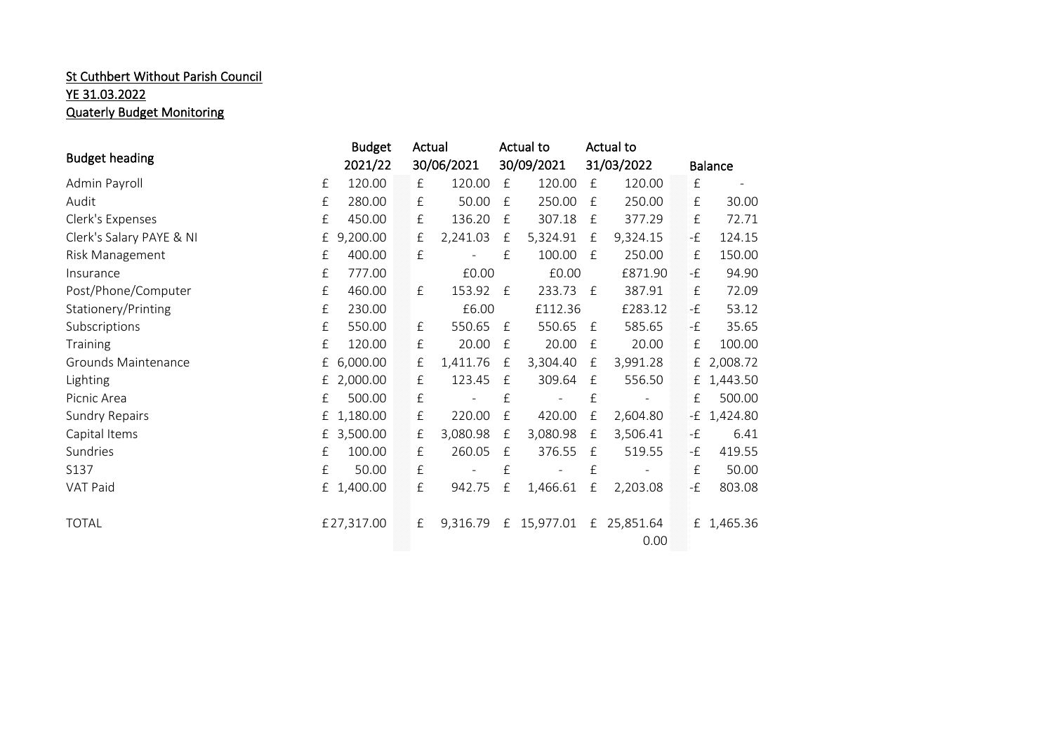St Cuthbert Without Parish Council

YE 31.03.2022

Quaterly Budget Monitoring

| Budget heading | Budget 2021/22 | Actual 30/06/2021 | Actual to 30/09/2021 | Actual to 31/03/2022 | Balance |
|---|---|---|---|---|---|
| Admin Payroll | £ 120.00 | £ 120.00 | £ 120.00 | £ 120.00 | £ - |
| Audit | £ 280.00 | £ 50.00 | £ 250.00 | £ 250.00 | £ 30.00 |
| Clerk's Expenses | £ 450.00 | £ 136.20 | £ 307.18 | £ 377.29 | £ 72.71 |
| Clerk's Salary PAYE & NI | £ 9,200.00 | £ 2,241.03 | £ 5,324.91 | £ 9,324.15 | -£ 124.15 |
| Risk Management | £ 400.00 | £ - | £ 100.00 | £ 250.00 | £ 150.00 |
| Insurance | £ 777.00 | £0.00 | £0.00 | £871.90 | -£ 94.90 |
| Post/Phone/Computer | £ 460.00 | £ 153.92 | £ 233.73 | £ 387.91 | £ 72.09 |
| Stationery/Printing | £ 230.00 | £6.00 | £112.36 | £283.12 | -£ 53.12 |
| Subscriptions | £ 550.00 | £ 550.65 | £ 550.65 | £ 585.65 | -£ 35.65 |
| Training | £ 120.00 | £ 20.00 | £ 20.00 | £ 20.00 | £ 100.00 |
| Grounds Maintenance | £ 6,000.00 | £ 1,411.76 | £ 3,304.40 | £ 3,991.28 | £ 2,008.72 |
| Lighting | £ 2,000.00 | £ 123.45 | £ 309.64 | £ 556.50 | £ 1,443.50 |
| Picnic Area | £ 500.00 | £ - | £ - | £ - | £ 500.00 |
| Sundry Repairs | £ 1,180.00 | £ 220.00 | £ 420.00 | £ 2,604.80 | -£ 1,424.80 |
| Capital Items | £ 3,500.00 | £ 3,080.98 | £ 3,080.98 | £ 3,506.41 | -£ 6.41 |
| Sundries | £ 100.00 | £ 260.05 | £ 376.55 | £ 519.55 | -£ 419.55 |
| S137 | £ 50.00 | £ - | £ - | £ - | £ 50.00 |
| VAT Paid | £ 1,400.00 | £ 942.75 | £ 1,466.61 | £ 2,203.08 | -£ 803.08 |
| | | | | | |
| TOTAL | £27,317.00 | £ 9,316.79 | £ 15,977.01 | £ 25,851.64 | £ 1,465.36 |
| | | | | 0.00 | |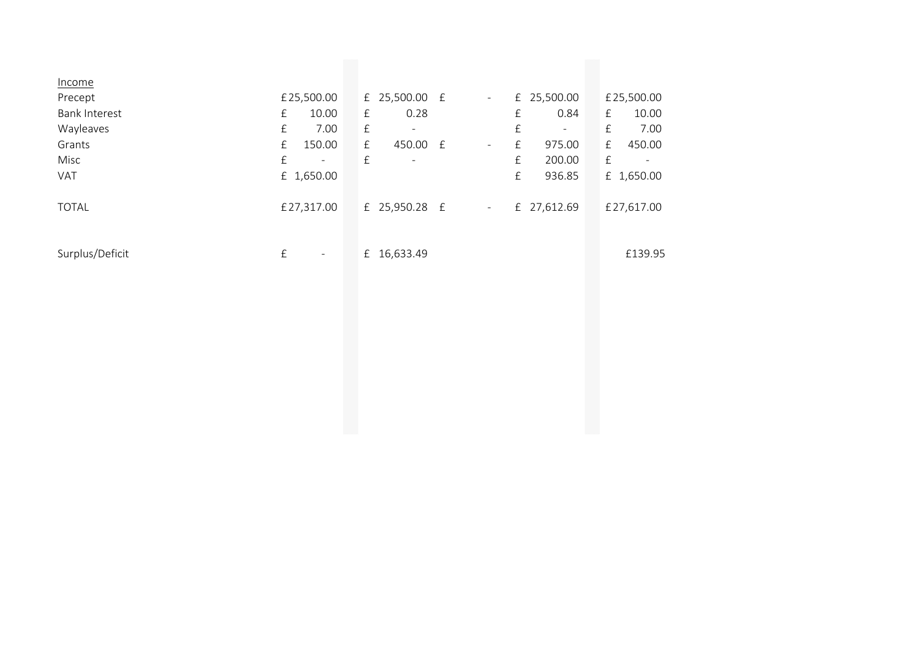| Income | | | | | |
|---|---|---|---|---|---|
| Precept | £25,500.00 | £ 25,500.00 | £ - | £ 25,500.00 | £25,500.00 |
| Bank Interest | £ 10.00 | £ 0.28 | | £ 0.84 | £ 10.00 |
| Wayleaves | £ 7.00 | £ - | | £ - | £ 7.00 |
| Grants | £ 150.00 | £ 450.00 | £ - | £ 975.00 | £ 450.00 |
| Misc | £ - | £ - | | £ 200.00 | £ - |
| VAT | £ 1,650.00 | | | £ 936.85 | £ 1,650.00 |
| | | | | | |
| TOTAL | £27,317.00 | £ 25,950.28 | £ - | £ 27,612.69 | £27,617.00 |
| | | | | | |
| Surplus/Deficit | £ - | £ 16,633.49 | | | £139.95 |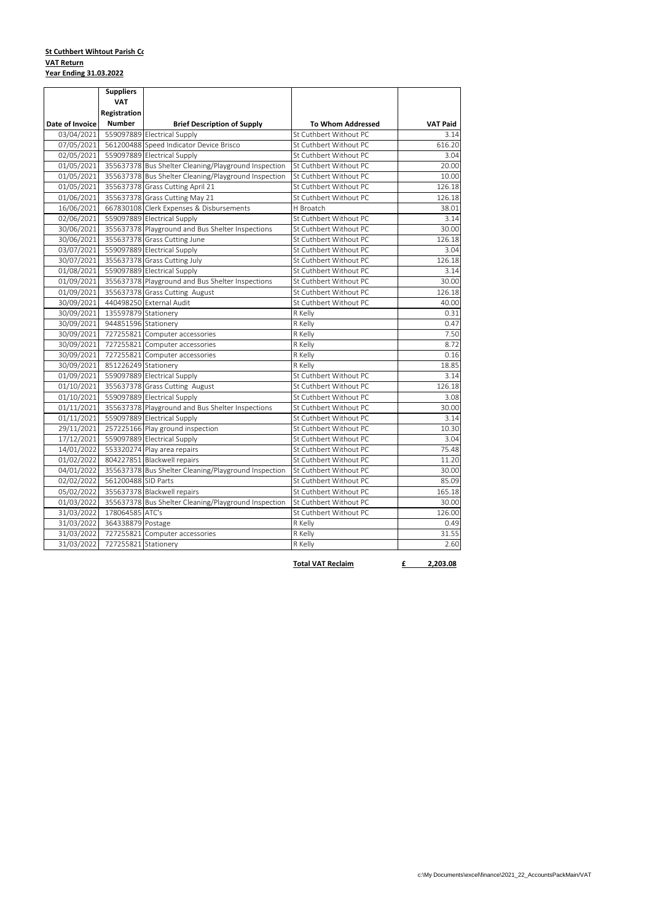**St Cuthbert Wihtout Parish Co**

**VAT Return**

**Year Ending 31.03.2022**

| Date of Invoice | Suppliers VAT Registration Number | Brief Description of Supply | To Whom Addressed | VAT Paid |
|---|---|---|---|---|
| 03/04/2021 | 559097889 | Electrical Supply | St Cuthbert Without PC | 3.14 |
| 07/05/2021 | 561200488 | Speed Indicator Device Brisco | St Cuthbert Without PC | 616.20 |
| 02/05/2021 | 559097889 | Electrical Supply | St Cuthbert Without PC | 3.04 |
| 01/05/2021 | 355637378 | Bus Shelter Cleaning/Playground Inspection | St Cuthbert Without PC | 20.00 |
| 01/05/2021 | 355637378 | Bus Shelter Cleaning/Playground Inspection | St Cuthbert Without PC | 10.00 |
| 01/05/2021 | 355637378 | Grass Cutting April 21 | St Cuthbert Without PC | 126.18 |
| 01/06/2021 | 355637378 | Grass Cutting May 21 | St Cuthbert Without PC | 126.18 |
| 16/06/2021 | 667830108 | Clerk Expenses & Disbursements | H Broatch | 38.01 |
| 02/06/2021 | 559097889 | Electrical Supply | St Cuthbert Without PC | 3.14 |
| 30/06/2021 | 355637378 | Playground and Bus Shelter Inspections | St Cuthbert Without PC | 30.00 |
| 30/06/2021 | 355637378 | Grass Cutting June | St Cuthbert Without PC | 126.18 |
| 03/07/2021 | 559097889 | Electrical Supply | St Cuthbert Without PC | 3.04 |
| 30/07/2021 | 355637378 | Grass Cutting July | St Cuthbert Without PC | 126.18 |
| 01/08/2021 | 559097889 | Electrical Supply | St Cuthbert Without PC | 3.14 |
| 01/09/2021 | 355637378 | Playground and Bus Shelter Inspections | St Cuthbert Without PC | 30.00 |
| 01/09/2021 | 355637378 | Grass Cutting August | St Cuthbert Without PC | 126.18 |
| 30/09/2021 | 440498250 | External Audit | St Cuthbert Without PC | 40.00 |
| 30/09/2021 | 135597879 | Stationery | R Kelly | 0.31 |
| 30/09/2021 | 944851596 | Stationery | R Kelly | 0.47 |
| 30/09/2021 | 727255821 | Computer accessories | R Kelly | 7.50 |
| 30/09/2021 | 727255821 | Computer accessories | R Kelly | 8.72 |
| 30/09/2021 | 727255821 | Computer accessories | R Kelly | 0.16 |
| 30/09/2021 | 851226249 | Stationery | R Kelly | 18.85 |
| 01/09/2021 | 559097889 | Electrical Supply | St Cuthbert Without PC | 3.14 |
| 01/10/2021 | 355637378 | Grass Cutting August | St Cuthbert Without PC | 126.18 |
| 01/10/2021 | 559097889 | Electrical Supply | St Cuthbert Without PC | 3.08 |
| 01/11/2021 | 355637378 | Playground and Bus Shelter Inspections | St Cuthbert Without PC | 30.00 |
| 01/11/2021 | 559097889 | Electrical Supply | St Cuthbert Without PC | 3.14 |
| 29/11/2021 | 257225166 | Play ground inspection | St Cuthbert Without PC | 10.30 |
| 17/12/2021 | 559097889 | Electrical Supply | St Cuthbert Without PC | 3.04 |
| 14/01/2022 | 553320274 | Play area repairs | St Cuthbert Without PC | 75.48 |
| 01/02/2022 | 804227851 | Blackwell repairs | St Cuthbert Without PC | 11.20 |
| 04/01/2022 | 355637378 | Bus Shelter Cleaning/Playground Inspection | St Cuthbert Without PC | 30.00 |
| 02/02/2022 | 561200488 | SID Parts | St Cuthbert Without PC | 85.09 |
| 05/02/2022 | 355637378 | Blackwell repairs | St Cuthbert Without PC | 165.18 |
| 01/03/2022 | 355637378 | Bus Shelter Cleaning/Playground Inspection | St Cuthbert Without PC | 30.00 |
| 31/03/2022 | 178064585 | ATC's | St Cuthbert Without PC | 126.00 |
| 31/03/2022 | 364338879 | Postage | R Kelly | 0.49 |
| 31/03/2022 | 727255821 | Computer accessories | R Kelly | 31.55 |
| 31/03/2022 | 727255821 | Stationery | R Kelly | 2.60 |
| | | | **Total VAT Reclaim** | **£ 2,203.08** |

c:\My Documents\excel\finance\2021_22_AccountsPackMain\VAT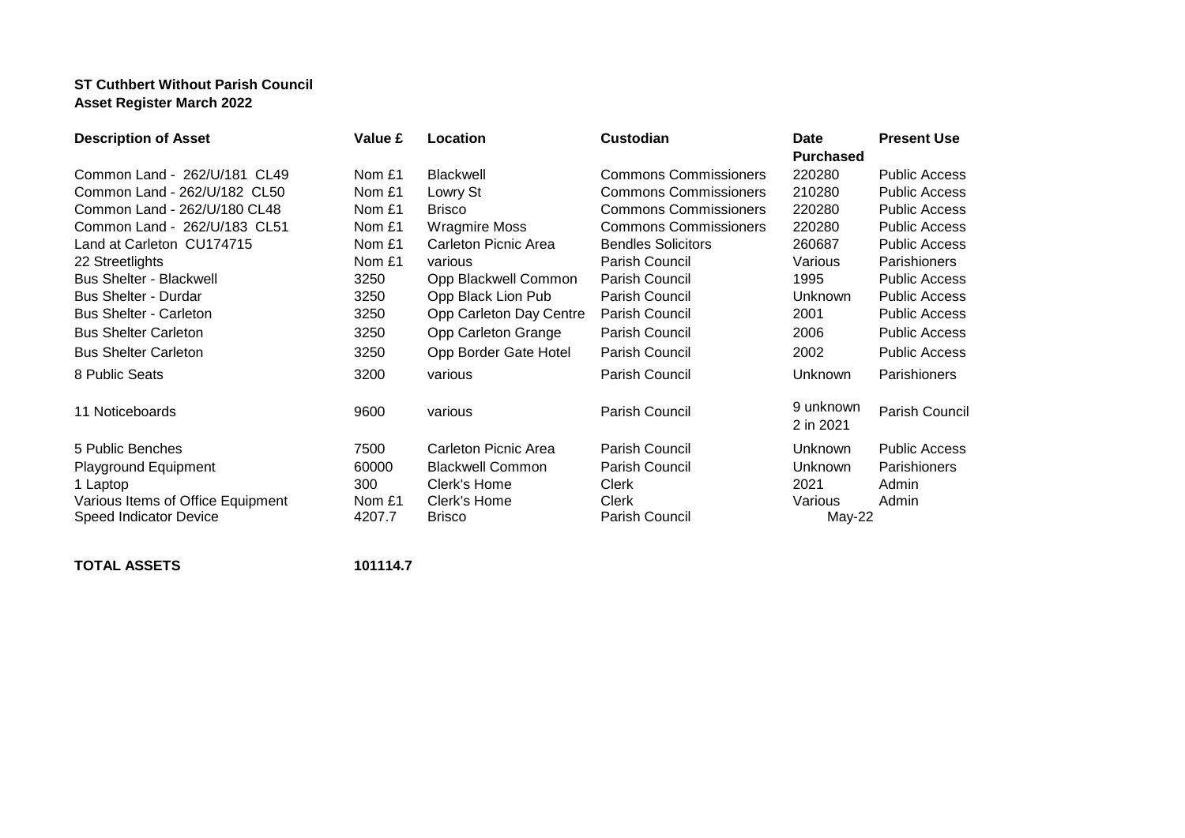**ST Cuthbert Without Parish Council**
**Asset Register March 2022**

| **Description of Asset** | **Value £** | **Location** | **Custodian** | **Date Purchased** | **Present Use** |
|---|---|---|---|---|---|
| Common Land - 262/U/181 CL49 | Nom £1 | Blackwell | Commons Commissioners | 220280 | Public Access |
| Common Land - 262/U/182 CL50 | Nom £1 | Lowry St | Commons Commissioners | 210280 | Public Access |
| Common Land - 262/U/180 CL48 | Nom £1 | Brisco | Commons Commissioners | 220280 | Public Access |
| Common Land - 262/U/183 CL51 | Nom £1 | Wragmire Moss | Commons Commissioners | 220280 | Public Access |
| Land at Carleton CU174715 | Nom £1 | Carleton Picnic Area | Bendles Solicitors | 260687 | Public Access |
| 22 Streetlights | Nom £1 | various | Parish Council | Various | Parishioners |
| Bus Shelter - Blackwell | 3250 | Opp Blackwell Common | Parish Council | 1995 | Public Access |
| Bus Shelter - Durdar | 3250 | Opp Black Lion Pub | Parish Council | Unknown | Public Access |
| Bus Shelter - Carleton | 3250 | Opp Carleton Day Centre | Parish Council | 2001 | Public Access |
| Bus Shelter Carleton | 3250 | Opp Carleton Grange | Parish Council | 2006 | Public Access |
| Bus Shelter Carleton | 3250 | Opp Border Gate Hotel | Parish Council | 2002 | Public Access |
| 8 Public Seats | 3200 | various | Parish Council | Unknown | Parishioners |
| 11 Noticeboards | 9600 | various | Parish Council | 9 unknown 2 in 2021 | Parish Council |
| 5 Public Benches | 7500 | Carleton Picnic Area | Parish Council | Unknown | Public Access |
| Playground Equipment | 60000 | Blackwell Common | Parish Council | Unknown | Parishioners |
| 1 Laptop | 300 | Clerk's Home | Clerk | 2021 | Admin |
| Various Items of Office Equipment | Nom £1 | Clerk's Home | Clerk | Various | Admin |
| Speed Indicator Device | 4207.7 | Brisco | Parish Council | May-22 | |
| | | | | | |
| **TOTAL ASSETS** | **101114.7** | | | | |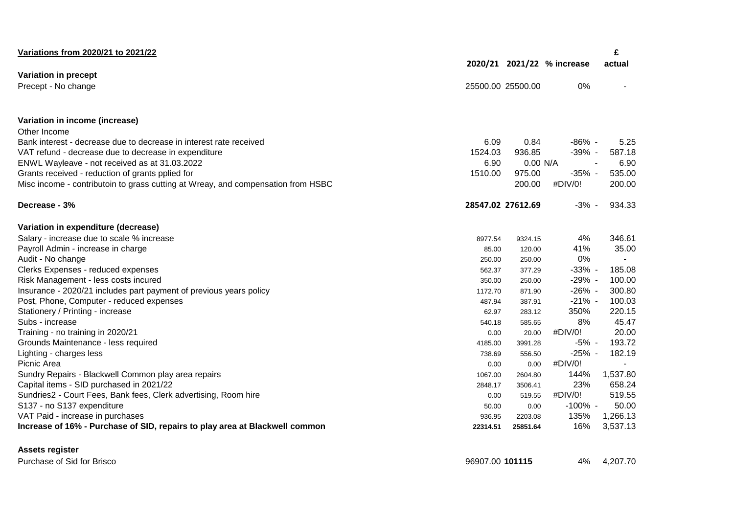**Variations from 2020/21 to 2021/22**

| | 2020/21 | 2021/22 | % increase | £ actual |
|---|---|---|---|---|
| **Variation in precept** | | | | |
| Precept - No change | 25500.00 | 25500.00 | 0% | - |
| | | | | |
| **Variation in income (increase)** | | | | |
| Other Income | | | | |
| Bank interest - decrease due to decrease in interest rate received | 6.09 | 0.84 | -86% - | 5.25 |
| VAT refund - decrease due to decrease in expenditure | 1524.03 | 936.85 | -39% - | 587.18 |
| ENWL Wayleave - not received as at 31.03.2022 | 6.90 | 0.00 | N/A - | 6.90 |
| Grants received - reduction of grants pplied for | 1510.00 | 975.00 | -35% - | 535.00 |
| Misc income - contributoin to grass cutting at Wreay, and compensation from HSBC | | 200.00 | #DIV/0! | 200.00 |
| **Decrease - 3%** | **28547.02** | **27612.69** | -3% - | 934.33 |
| | | | | |
| **Variation in expenditure (decrease)** | | | | |
| Salary - increase due to scale % increase | 8977.54 | 9324.15 | 4% | 346.61 |
| Payroll Admin - increase in charge | 85.00 | 120.00 | 41% | 35.00 |
| Audit - No change | 250.00 | 250.00 | 0% | - |
| Clerks Expenses - reduced expenses | 562.37 | 377.29 | -33% - | 185.08 |
| Risk Management - less costs incured | 350.00 | 250.00 | -29% - | 100.00 |
| Insurance - 2020/21 includes part payment of previous years policy | 1172.70 | 871.90 | -26% - | 300.80 |
| Post, Phone, Computer - reduced expenses | 487.94 | 387.91 | -21% - | 100.03 |
| Stationery / Printing - increase | 62.97 | 283.12 | 350% | 220.15 |
| Subs - increase | 540.18 | 585.65 | 8% | 45.47 |
| Training - no training in 2020/21 | 0.00 | 20.00 | #DIV/0! | 20.00 |
| Grounds Maintenance - less required | 4185.00 | 3991.28 | -5% - | 193.72 |
| Lighting - charges less | 738.69 | 556.50 | -25% - | 182.19 |
| Picnic Area | 0.00 | 0.00 | #DIV/0! | - |
| Sundry Repairs - Blackwell Common play area repairs | 1067.00 | 2604.80 | 144% | 1,537.80 |
| Capital items - SID purchased in 2021/22 | 2848.17 | 3506.41 | 23% | 658.24 |
| Sundries2 - Court Fees, Bank fees, Clerk advertising, Room hire | 0.00 | 519.55 | #DIV/0! | 519.55 |
| S137 - no S137 expenditure | 50.00 | 0.00 | -100% - | 50.00 |
| VAT Paid - increase in purchases | 936.95 | 2203.08 | 135% | 1,266.13 |
| **Increase of 16% - Purchase of SID, repairs to play area at Blackwell common** | **22314.51** | **25851.64** | 16% | 3,537.13 |
| | | | | |
| **Assets register** | | | | |
| Purchase of Sid for Brisco | 96907.00 | **101115** | 4% | 4,207.70 |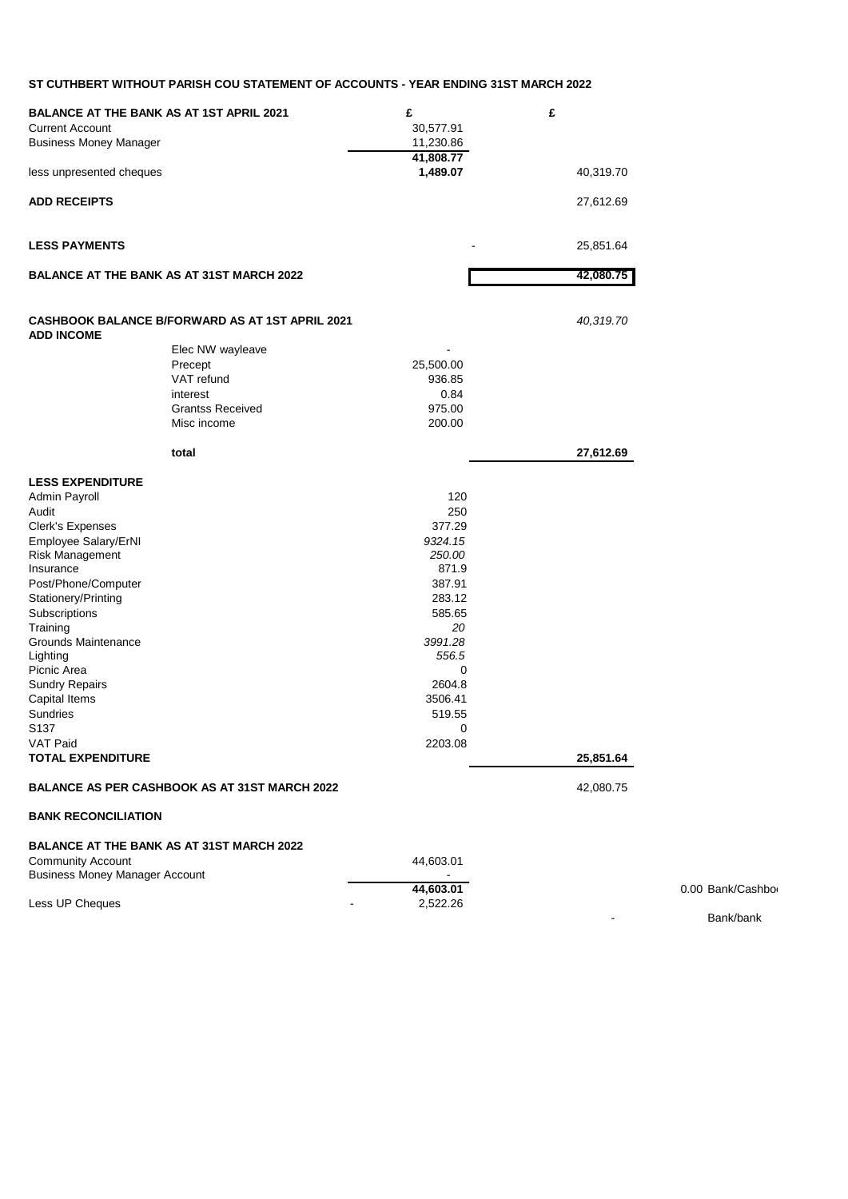**ST CUTHBERT WITHOUT PARISH COU STATEMENT OF ACCOUNTS - YEAR ENDING 31ST MARCH 2022**

| | | | | |
|---|---|---|---|---|
| **BALANCE AT THE BANK AS AT 1ST APRIL 2021** | | **£** | **£** | |
| Current Account | | 30,577.91 | | |
| Business Money Manager | | 11,230.86 | | |
| | | **41,808.77** | | |
| less unpresented cheques | | **1,489.07** | 40,319.70 | |
| **ADD RECEIPTS** | | | 27,612.69 | |
| **LESS PAYMENTS** | | - | 25,851.64 | |
| **BALANCE AT THE BANK AS AT 31ST MARCH 2022** | | | **42,080.75** | |
| **CASHBOOK BALANCE B/FORWARD AS AT 1ST APRIL 2021** | | | *40,319.70* | |
| **ADD INCOME** | | | | |
| | Elec NW wayleave | - | | |
| | Precept | 25,500.00 | | |
| | VAT refund | 936.85 | | |
| | interest | 0.84 | | |
| | Grantss Received | 975.00 | | |
| | Misc income | 200.00 | | |
| | **total** | | **27,612.69** | |
| **LESS EXPENDITURE** | | | | |
| Admin Payroll | | 120 | | |
| Audit | | 250 | | |
| Clerk's Expenses | | 377.29 | | |
| Employee Salary/ErNI | | *9324.15* | | |
| Risk Management | | *250.00* | | |
| Insurance | | 871.9 | | |
| Post/Phone/Computer | | 387.91 | | |
| Stationery/Printing | | 283.12 | | |
| Subscriptions | | 585.65 | | |
| Training | | *20* | | |
| Grounds Maintenance | | *3991.28* | | |
| Lighting | | *556.5* | | |
| Picnic Area | | 0 | | |
| Sundry Repairs | | 2604.8 | | |
| Capital Items | | 3506.41 | | |
| Sundries | | 519.55 | | |
| S137 | | 0 | | |
| VAT Paid | | 2203.08 | | |
| **TOTAL EXPENDITURE** | | | **25,851.64** | |
| **BALANCE AS PER CASHBOOK AS AT 31ST MARCH 2022** | | | 42,080.75 | |
| **BANK RECONCILIATION** | | | | |
| **BALANCE AT THE BANK AS AT 31ST MARCH 2022** | | | | |
| Community Account | | 44,603.01 | | |
| Business Money Manager Account | | - | | |
| | | **44,603.01** | | 0.00 Bank/Cashbo |
| Less UP Cheques | - | 2,522.26 | | |
| | | | - | Bank/bank |